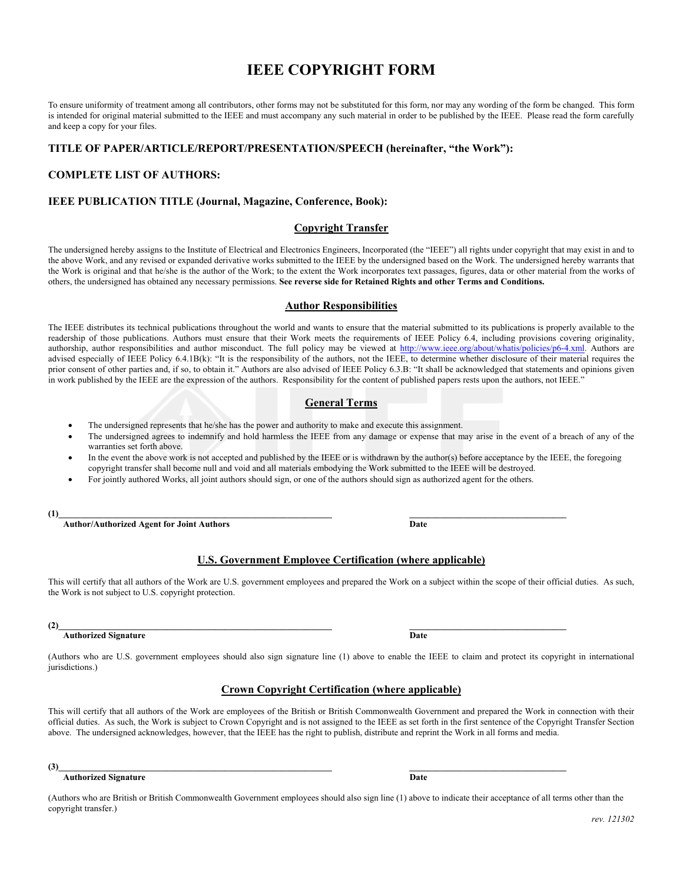# IEEE COPYRIGHT FORM

To ensure uniformity of treatment among all contributors, other forms may not be substituted for this form, nor may any wording of the form be changed. This form is intended for original material submitted to the IEEE and must accompany any such material in order to be published by the IEEE. Please read the form carefully and keep a copy for your files.

**TITLE OF PAPER/ARTICLE/REPORT/PRESENTATION/SPEECH (hereinafter, "the Work"):**

**COMPLETE LIST OF AUTHORS:**

**IEEE PUBLICATION TITLE (Journal, Magazine, Conference, Book):**

## Copyright Transfer

The undersigned hereby assigns to the Institute of Electrical and Electronics Engineers, Incorporated (the "IEEE") all rights under copyright that may exist in and to the above Work, and any revised or expanded derivative works submitted to the IEEE by the undersigned based on the Work. The undersigned hereby warrants that the Work is original and that he/she is the author of the Work; to the extent the Work incorporates text passages, figures, data or other material from the works of others, the undersigned has obtained any necessary permissions. **See reverse side for Retained Rights and other Terms and Conditions.**

## Author Responsibilities

The IEEE distributes its technical publications throughout the world and wants to ensure that the material submitted to its publications is properly available to the readership of those publications. Authors must ensure that their Work meets the requirements of IEEE Policy 6.4, including provisions covering originality, authorship, author responsibilities and author misconduct. The full policy may be viewed at http://www.ieee.org/about/whatis/policies/p6-4.xml. Authors are advised especially of IEEE Policy 6.4.1B(k): "It is the responsibility of the authors, not the IEEE, to determine whether disclosure of their material requires the prior consent of other parties and, if so, to obtain it." Authors are also advised of IEEE Policy 6.3.B: "It shall be acknowledged that statements and opinions given in work published by the IEEE are the expression of the authors. Responsibility for the content of published papers rests upon the authors, not IEEE."

## General Terms

- The undersigned represents that he/she has the power and authority to make and execute this assignment.
- The undersigned agrees to indemnify and hold harmless the IEEE from any damage or expense that may arise in the event of a breach of any of the warranties set forth above.
- In the event the above work is not accepted and published by the IEEE or is withdrawn by the author(s) before acceptance by the IEEE, the foregoing copyright transfer shall become null and void and all materials embodying the Work submitted to the IEEE will be destroyed.
- For jointly authored Works, all joint authors should sign, or one of the authors should sign as authorized agent for the others.

(1)_______________________________________________ _________________________

**Author/Authorized Agent for Joint Authors** **Date**

## U.S. Government Employee Certification (where applicable)

This will certify that all authors of the Work are U.S. government employees and prepared the Work on a subject within the scope of their official duties. As such, the Work is not subject to U.S. copyright protection.

(2)_______________________________________________ _________________________

**Authorized Signature** **Date**

(Authors who are U.S. government employees should also sign signature line (1) above to enable the IEEE to claim and protect its copyright in international jurisdictions.)

## Crown Copyright Certification (where applicable)

This will certify that all authors of the Work are employees of the British or British Commonwealth Government and prepared the Work in connection with their official duties. As such, the Work is subject to Crown Copyright and is not assigned to the IEEE as set forth in the first sentence of the Copyright Transfer Section above. The undersigned acknowledges, however, that the IEEE has the right to publish, distribute and reprint the Work in all forms and media.

(3)_______________________________________________ _________________________

**Authorized Signature** **Date**

(Authors who are British or British Commonwealth Government employees should also sign line (1) above to indicate their acceptance of all terms other than the copyright transfer.)

*rev. 121302*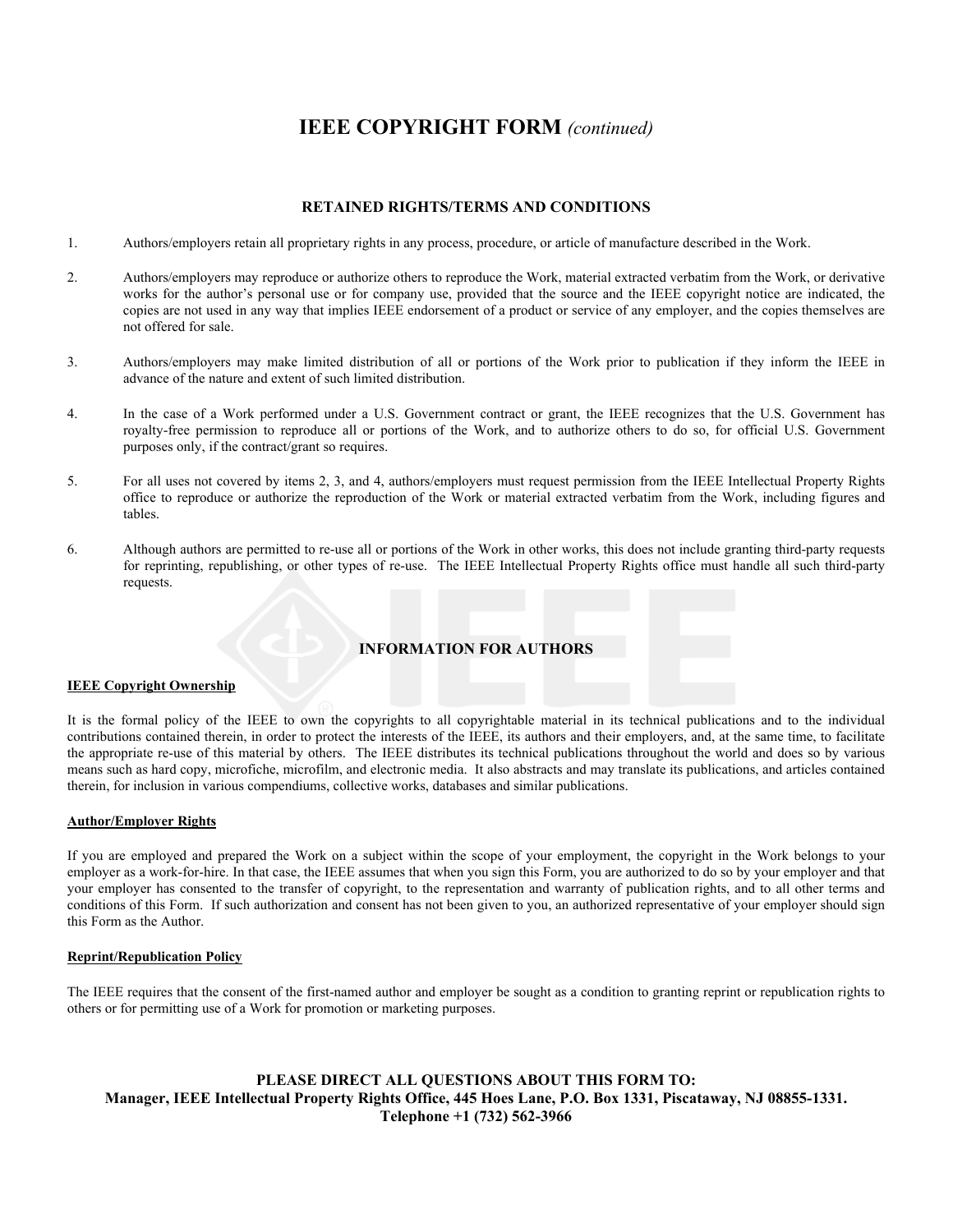# IEEE COPYRIGHT FORM *(continued)*

## RETAINED RIGHTS/TERMS AND CONDITIONS

1. Authors/employers retain all proprietary rights in any process, procedure, or article of manufacture described in the Work.

2. Authors/employers may reproduce or authorize others to reproduce the Work, material extracted verbatim from the Work, or derivative works for the author's personal use or for company use, provided that the source and the IEEE copyright notice are indicated, the copies are not used in any way that implies IEEE endorsement of a product or service of any employer, and the copies themselves are not offered for sale.

3. Authors/employers may make limited distribution of all or portions of the Work prior to publication if they inform the IEEE in advance of the nature and extent of such limited distribution.

4. In the case of a Work performed under a U.S. Government contract or grant, the IEEE recognizes that the U.S. Government has royalty-free permission to reproduce all or portions of the Work, and to authorize others to do so, for official U.S. Government purposes only, if the contract/grant so requires.

5. For all uses not covered by items 2, 3, and 4, authors/employers must request permission from the IEEE Intellectual Property Rights office to reproduce or authorize the reproduction of the Work or material extracted verbatim from the Work, including figures and tables.

6. Although authors are permitted to re-use all or portions of the Work in other works, this does not include granting third-party requests for reprinting, republishing, or other types of re-use. The IEEE Intellectual Property Rights office must handle all such third-party requests.

## INFORMATION FOR AUTHORS

**IEEE Copyright Ownership**

It is the formal policy of the IEEE to own the copyrights to all copyrightable material in its technical publications and to the individual contributions contained therein, in order to protect the interests of the IEEE, its authors and their employers, and, at the same time, to facilitate the appropriate re-use of this material by others. The IEEE distributes its technical publications throughout the world and does so by various means such as hard copy, microfiche, microfilm, and electronic media. It also abstracts and may translate its publications, and articles contained therein, for inclusion in various compendiums, collective works, databases and similar publications.

**Author/Employer Rights**

If you are employed and prepared the Work on a subject within the scope of your employment, the copyright in the Work belongs to your employer as a work-for-hire. In that case, the IEEE assumes that when you sign this Form, you are authorized to do so by your employer and that your employer has consented to the transfer of copyright, to the representation and warranty of publication rights, and to all other terms and conditions of this Form. If such authorization and consent has not been given to you, an authorized representative of your employer should sign this Form as the Author.

**Reprint/Republication Policy**

The IEEE requires that the consent of the first-named author and employer be sought as a condition to granting reprint or republication rights to others or for permitting use of a Work for promotion or marketing purposes.

**PLEASE DIRECT ALL QUESTIONS ABOUT THIS FORM TO:**
**Manager, IEEE Intellectual Property Rights Office, 445 Hoes Lane, P.O. Box 1331, Piscataway, NJ 08855-1331.**
**Telephone +1 (732) 562-3966**